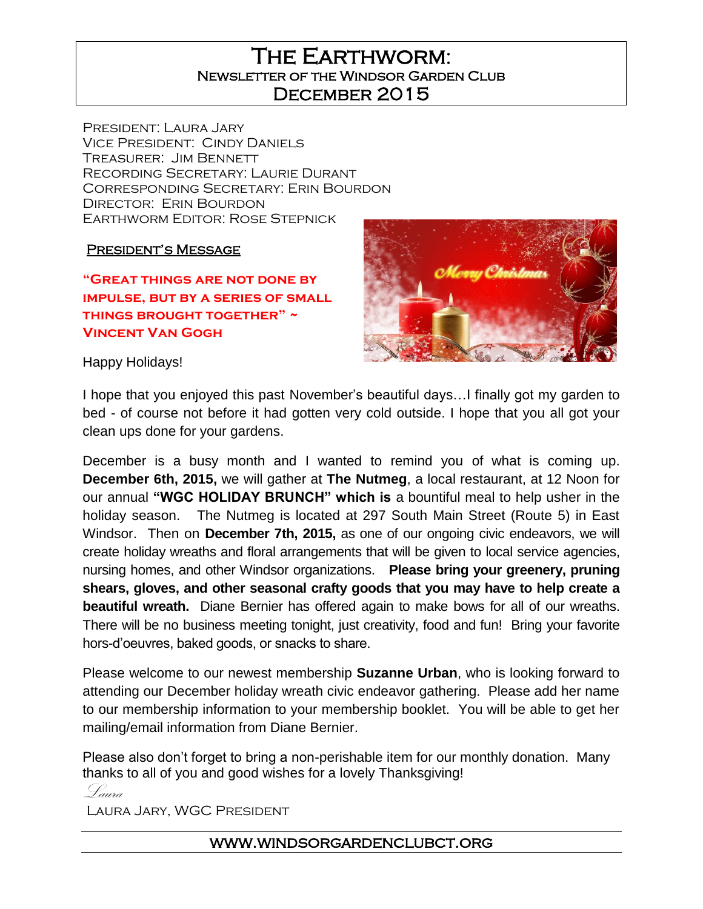# The Earthworm:
## Newsletter of the Windsor Garden Club
## December 2015

President: Laura Jary
Vice President: Cindy Daniels
Treasurer: Jim Bennett
Recording Secretary: Laurie Durant
Corresponding Secretary: Erin Bourdon
Director: Erin Bourdon
Earthworm Editor: Rose Stepnick

### President's Message

**"Great things are not done by impulse, but by a series of small things brought together" ~ Vincent Van Gogh**

Happy Holidays!

I hope that you enjoyed this past November's beautiful days…I finally got my garden to bed - of course not before it had gotten very cold outside. I hope that you all got your clean ups done for your gardens.

December is a busy month and I wanted to remind you of what is coming up. **December 6th, 2015,** we will gather at **The Nutmeg**, a local restaurant, at 12 Noon for our annual **"WGC HOLIDAY BRUNCH" which is** a bountiful meal to help usher in the holiday season. The Nutmeg is located at 297 South Main Street (Route 5) in East Windsor. Then on **December 7th, 2015,** as one of our ongoing civic endeavors, we will create holiday wreaths and floral arrangements that will be given to local service agencies, nursing homes, and other Windsor organizations. **Please bring your greenery, pruning shears, gloves, and other seasonal crafty goods that you may have to help create a beautiful wreath.** Diane Bernier has offered again to make bows for all of our wreaths. There will be no business meeting tonight, just creativity, food and fun! Bring your favorite hors-d'oeuvres, baked goods, or snacks to share.

Please welcome to our newest membership **Suzanne Urban**, who is looking forward to attending our December holiday wreath civic endeavor gathering. Please add her name to our membership information to your membership booklet. You will be able to get her mailing/email information from Diane Bernier.

Please also don't forget to bring a non-perishable item for our monthly donation. Many thanks to all of you and good wishes for a lovely Thanksgiving!

*Laura*

Laura Jary, WGC President

WWW.WINDSORGARDENCLUBCT.ORG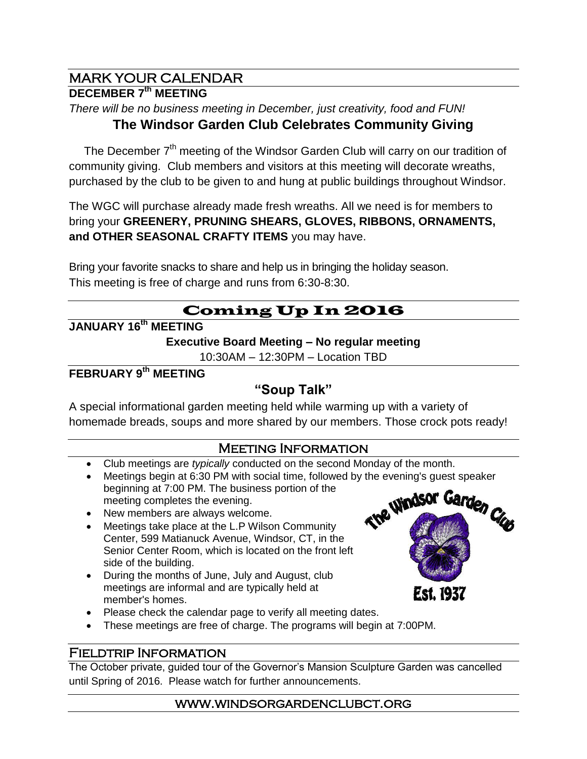## MARK YOUR CALENDAR

### DECEMBER 7th MEETING

*There will be no business meeting in December, just creativity, food and FUN!*

### The Windsor Garden Club Celebrates Community Giving

The December 7th meeting of the Windsor Garden Club will carry on our tradition of community giving. Club members and visitors at this meeting will decorate wreaths, purchased by the club to be given to and hung at public buildings throughout Windsor.

The WGC will purchase already made fresh wreaths. All we need is for members to bring your **GREENERY, PRUNING SHEARS, GLOVES, RIBBONS, ORNAMENTS, and OTHER SEASONAL CRAFTY ITEMS** you may have.

Bring your favorite snacks to share and help us in bringing the holiday season.
This meeting is free of charge and runs from 6:30-8:30.

## Coming Up In 2016

### JANUARY 16th MEETING

**Executive Board Meeting – No regular meeting**

10:30AM – 12:30PM – Location TBD

### FEBRUARY 9th MEETING

### "Soup Talk"

A special informational garden meeting held while warming up with a variety of homemade breads, soups and more shared by our members. Those crock pots ready!

## Meeting Information

- Club meetings are *typically* conducted on the second Monday of the month.
- Meetings begin at 6:30 PM with social time, followed by the evening's guest speaker beginning at 7:00 PM. The business portion of the meeting completes the evening.
- New members are always welcome.
- Meetings take place at the L.P Wilson Community Center, 599 Matianuck Avenue, Windsor, CT, in the Senior Center Room, which is located on the front left side of the building.
- During the months of June, July and August, club meetings are informal and are typically held at member's homes.
- Please check the calendar page to verify all meeting dates.
- These meetings are free of charge. The programs will begin at 7:00PM.

The Windsor Garden Club
Est. 1937

## Fieldtrip Information

The October private, guided tour of the Governor's Mansion Sculpture Garden was cancelled until Spring of 2016. Please watch for further announcements.

WWW.WINDSORGARDENCLUBCT.ORG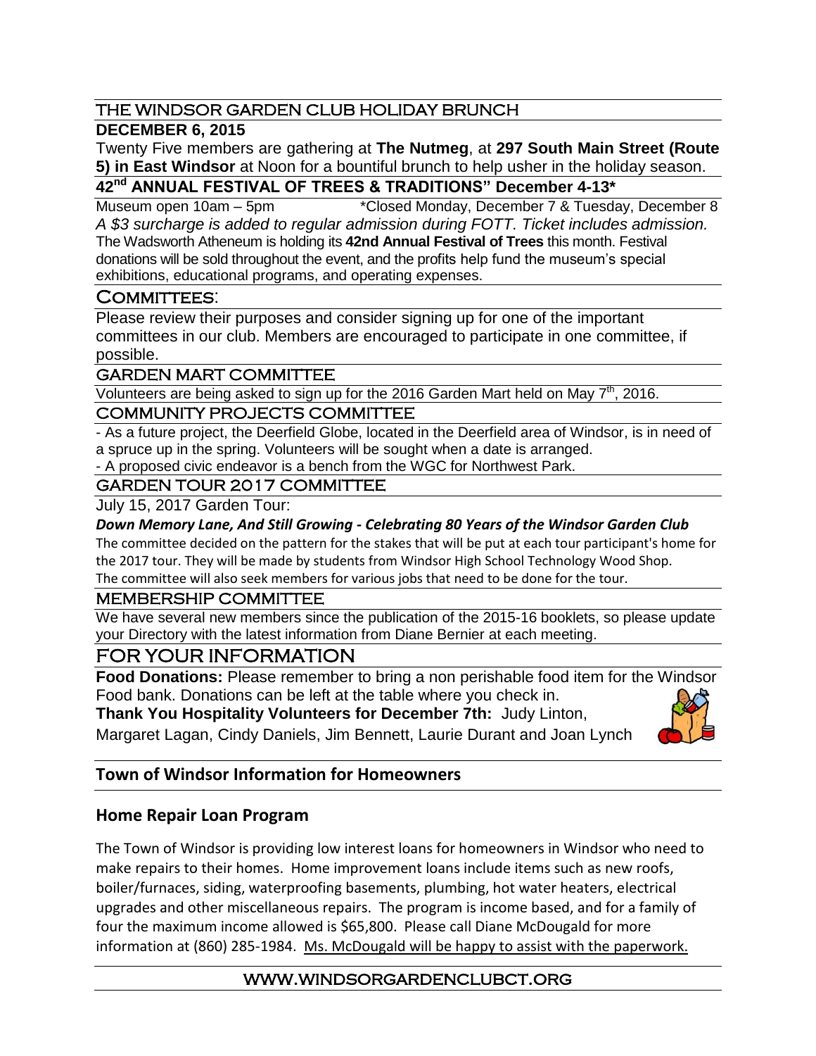## THE WINDSOR GARDEN CLUB HOLIDAY BRUNCH

**DECEMBER 6, 2015**

Twenty Five members are gathering at **The Nutmeg**, at **297 South Main Street (Route 5) in East Windsor** at Noon for a bountiful brunch to help usher in the holiday season.

## 42nd ANNUAL FESTIVAL OF TREES & TRADITIONS" December 4-13*

Museum open 10am – 5pm *Closed Monday, December 7 & Tuesday, December 8

*A $3 surcharge is added to regular admission during FOTT. Ticket includes admission.*

The Wadsworth Atheneum is holding its **42nd Annual Festival of Trees** this month. Festival donations will be sold throughout the event, and the profits help fund the museum's special exhibitions, educational programs, and operating expenses.

## COMMITTEES:

Please review their purposes and consider signing up for one of the important committees in our club. Members are encouraged to participate in one committee, if possible.

### GARDEN MART COMMITTEE

Volunteers are being asked to sign up for the 2016 Garden Mart held on May 7th, 2016.

### COMMUNITY PROJECTS COMMITTEE

- As a future project, the Deerfield Globe, located in the Deerfield area of Windsor, is in need of a spruce up in the spring. Volunteers will be sought when a date is arranged.
- A proposed civic endeavor is a bench from the WGC for Northwest Park.

### GARDEN TOUR 2017 COMMITTEE

July 15, 2017 Garden Tour:

***Down Memory Lane, And Still Growing - Celebrating 80 Years of the Windsor Garden Club***

The committee decided on the pattern for the stakes that will be put at each tour participant's home for the 2017 tour. They will be made by students from Windsor High School Technology Wood Shop. The committee will also seek members for various jobs that need to be done for the tour.

### MEMBERSHIP COMMITTEE

We have several new members since the publication of the 2015-16 booklets, so please update your Directory with the latest information from Diane Bernier at each meeting.

## FOR YOUR INFORMATION

**Food Donations:** Please remember to bring a non perishable food item for the Windsor Food bank. Donations can be left at the table where you check in.

**Thank You Hospitality Volunteers for December 7th:** Judy Linton, Margaret Lagan, Cindy Daniels, Jim Bennett, Laurie Durant and Joan Lynch

## Town of Windsor Information for Homeowners

### Home Repair Loan Program

The Town of Windsor is providing low interest loans for homeowners in Windsor who need to make repairs to their homes. Home improvement loans include items such as new roofs, boiler/furnaces, siding, waterproofing basements, plumbing, hot water heaters, electrical upgrades and other miscellaneous repairs. The program is income based, and for a family of four the maximum income allowed is $65,800. Please call Diane McDougald for more information at (860) 285-1984. Ms. McDougald will be happy to assist with the paperwork.

WWW.WINDSORGARDENCLUBCT.ORG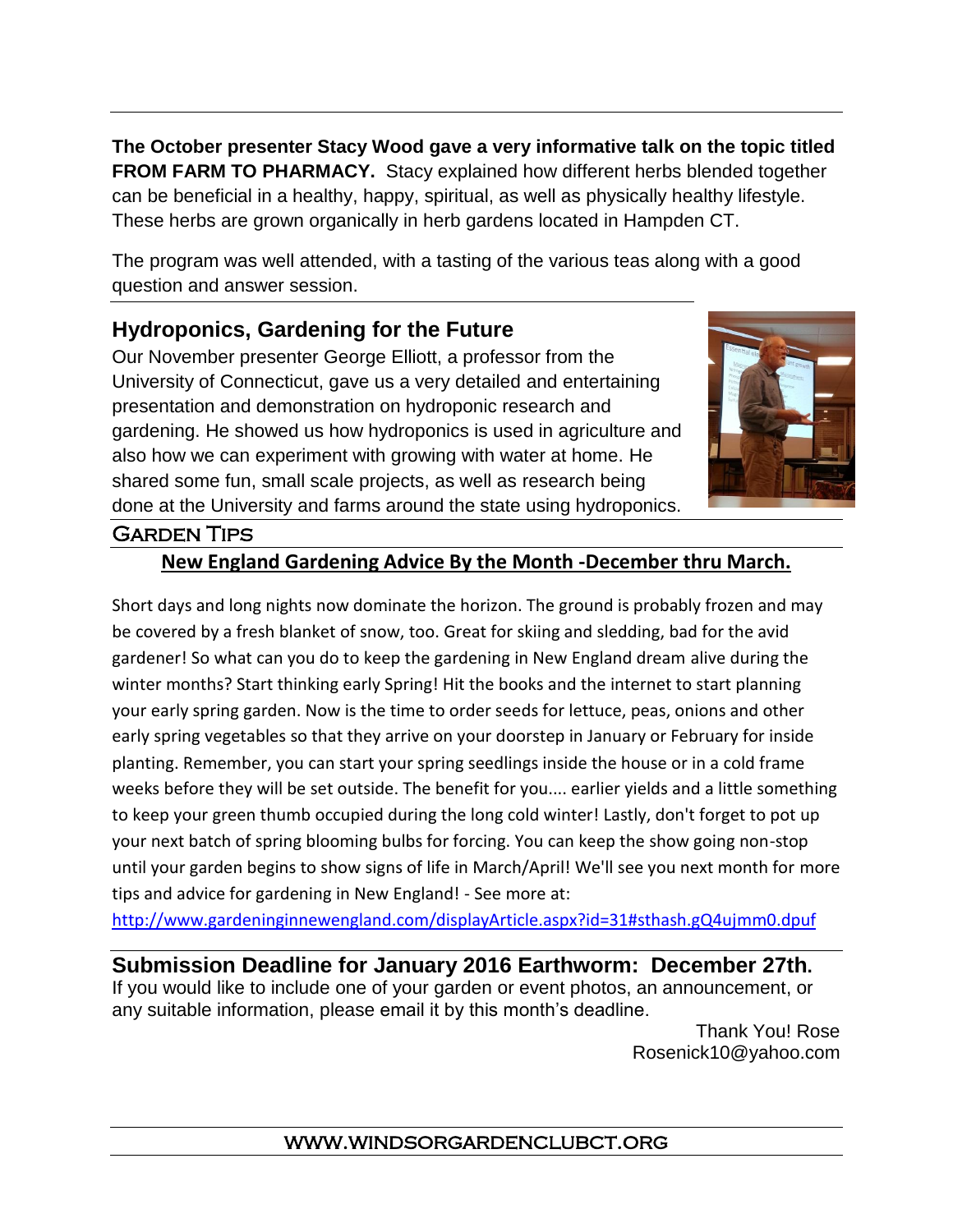**The October presenter Stacy Wood gave a very informative talk on the topic titled FROM FARM TO PHARMACY.** Stacy explained how different herbs blended together can be beneficial in a healthy, happy, spiritual, as well as physically healthy lifestyle. These herbs are grown organically in herb gardens located in Hampden CT.

The program was well attended, with a tasting of the various teas along with a good question and answer session.

## Hydroponics, Gardening for the Future

Our November presenter George Elliott, a professor from the University of Connecticut, gave us a very detailed and entertaining presentation and demonstration on hydroponic research and gardening. He showed us how hydroponics is used in agriculture and also how we can experiment with growing with water at home. He shared some fun, small scale projects, as well as research being done at the University and farms around the state using hydroponics.

## Garden Tips

**New England Gardening Advice By the Month -December thru March.**

Short days and long nights now dominate the horizon. The ground is probably frozen and may be covered by a fresh blanket of snow, too. Great for skiing and sledding, bad for the avid gardener! So what can you do to keep the gardening in New England dream alive during the winter months? Start thinking early Spring! Hit the books and the internet to start planning your early spring garden. Now is the time to order seeds for lettuce, peas, onions and other early spring vegetables so that they arrive on your doorstep in January or February for inside planting. Remember, you can start your spring seedlings inside the house or in a cold frame weeks before they will be set outside. The benefit for you.... earlier yields and a little something to keep your green thumb occupied during the long cold winter! Lastly, don't forget to pot up your next batch of spring blooming bulbs for forcing. You can keep the show going non-stop until your garden begins to show signs of life in March/April! We'll see you next month for more tips and advice for gardening in New England! - See more at: http://www.gardeninginnewengland.com/displayArticle.aspx?id=31#sthash.gQ4ujmm0.dpuf

## Submission Deadline for January 2016 Earthworm: December 27th.

If you would like to include one of your garden or event photos, an announcement, or any suitable information, please email it by this month's deadline.

Thank You! Rose
Rosenick10@yahoo.com

WWW.WINDSORGARDENCLUBCT.ORG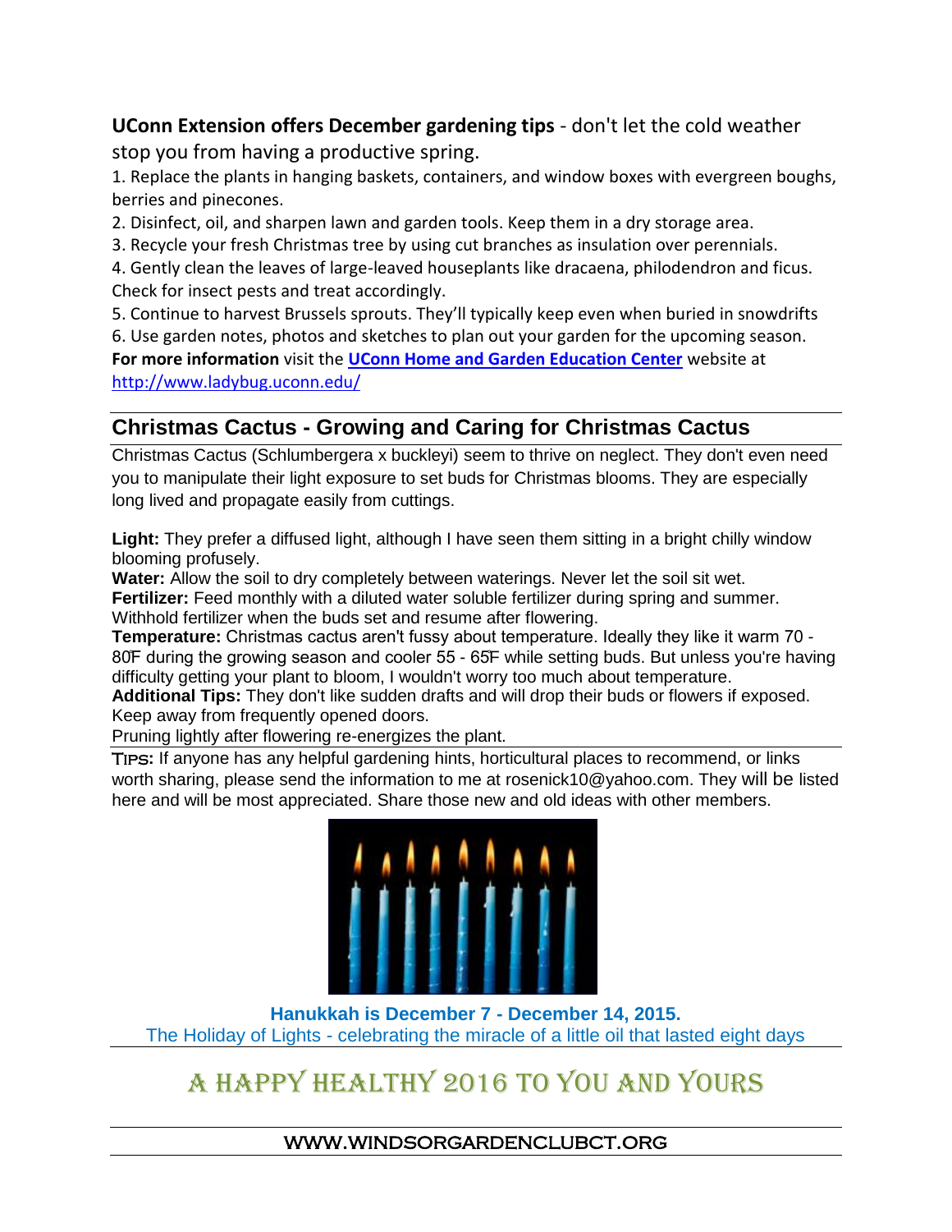**UConn Extension offers December gardening tips** - don't let the cold weather stop you from having a productive spring.

1. Replace the plants in hanging baskets, containers, and window boxes with evergreen boughs, berries and pinecones.
2. Disinfect, oil, and sharpen lawn and garden tools. Keep them in a dry storage area.
3. Recycle your fresh Christmas tree by using cut branches as insulation over perennials.
4. Gently clean the leaves of large-leaved houseplants like dracaena, philodendron and ficus. Check for insect pests and treat accordingly.
5. Continue to harvest Brussels sprouts. They'll typically keep even when buried in snowdrifts
6. Use garden notes, photos and sketches to plan out your garden for the upcoming season.

**For more information** visit the **UConn Home and Garden Education Center** website at http://www.ladybug.uconn.edu/

## Christmas Cactus - Growing and Caring for Christmas Cactus

Christmas Cactus (Schlumbergera x buckleyi) seem to thrive on neglect. They don't even need you to manipulate their light exposure to set buds for Christmas blooms. They are especially long lived and propagate easily from cuttings.

**Light:** They prefer a diffused light, although I have seen them sitting in a bright chilly window blooming profusely.
**Water:** Allow the soil to dry completely between waterings. Never let the soil sit wet.
**Fertilizer:** Feed monthly with a diluted water soluble fertilizer during spring and summer. Withhold fertilizer when the buds set and resume after flowering.
**Temperature:** Christmas cactus aren't fussy about temperature. Ideally they like it warm 70 - 80F during the growing season and cooler 55 - 65F while setting buds. But unless you're having difficulty getting your plant to bloom, I wouldn't worry too much about temperature.
**Additional Tips:** They don't like sudden drafts and will drop their buds or flowers if exposed. Keep away from frequently opened doors.
Pruning lightly after flowering re-energizes the plant.

**TIPS:** If anyone has any helpful gardening hints, horticultural places to recommend, or links worth sharing, please send the information to me at rosenick10@yahoo.com. They will be listed here and will be most appreciated. Share those new and old ideas with other members.

**Hanukkah is December 7 - December 14, 2015.**
The Holiday of Lights - celebrating the miracle of a little oil that lasted eight days

# A HAPPY HEALTHY 2016 TO YOU AND YOURS

WWW.WINDSORGARDENCLUBCT.ORG